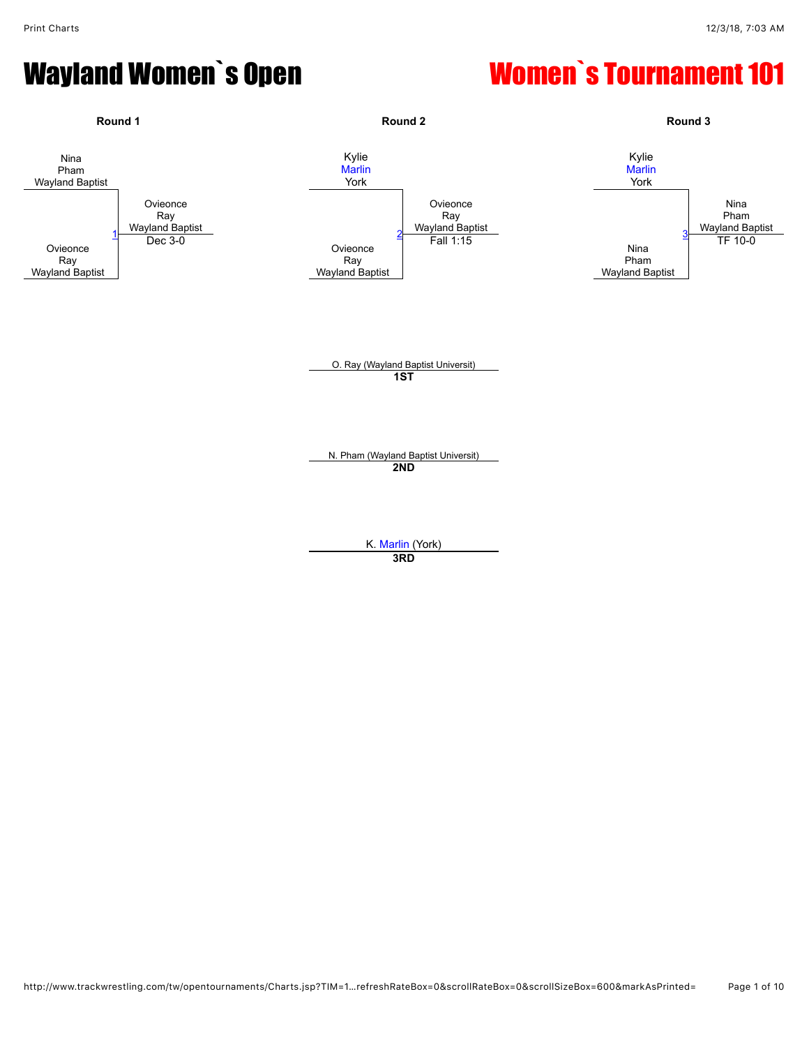# Wayland Women`s Open

# Women`s Tournament 101

### Round 1

Nina Pham (Wayland Baptist) vs. Ovieonce Ray (Wayland Baptist)

Match 1 — Winner: Ovieonce Ray (Wayland Baptist), Dec 3-0

### Round 2

Kylie Marlin (York) vs. Ovieonce Ray (Wayland Baptist)

Match 2 — Winner: Ovieonce Ray (Wayland Baptist), Fall 1:15

### Round 3

Kylie Marlin (York) vs. Nina Pham (Wayland Baptist)

Match 3 — Winner: Nina Pham (Wayland Baptist), TF 10-0

---

O. Ray (Wayland Baptist Universit)
**1ST**

N. Pham (Wayland Baptist Universit)
**2ND**

K. Marlin (York)
**3RD**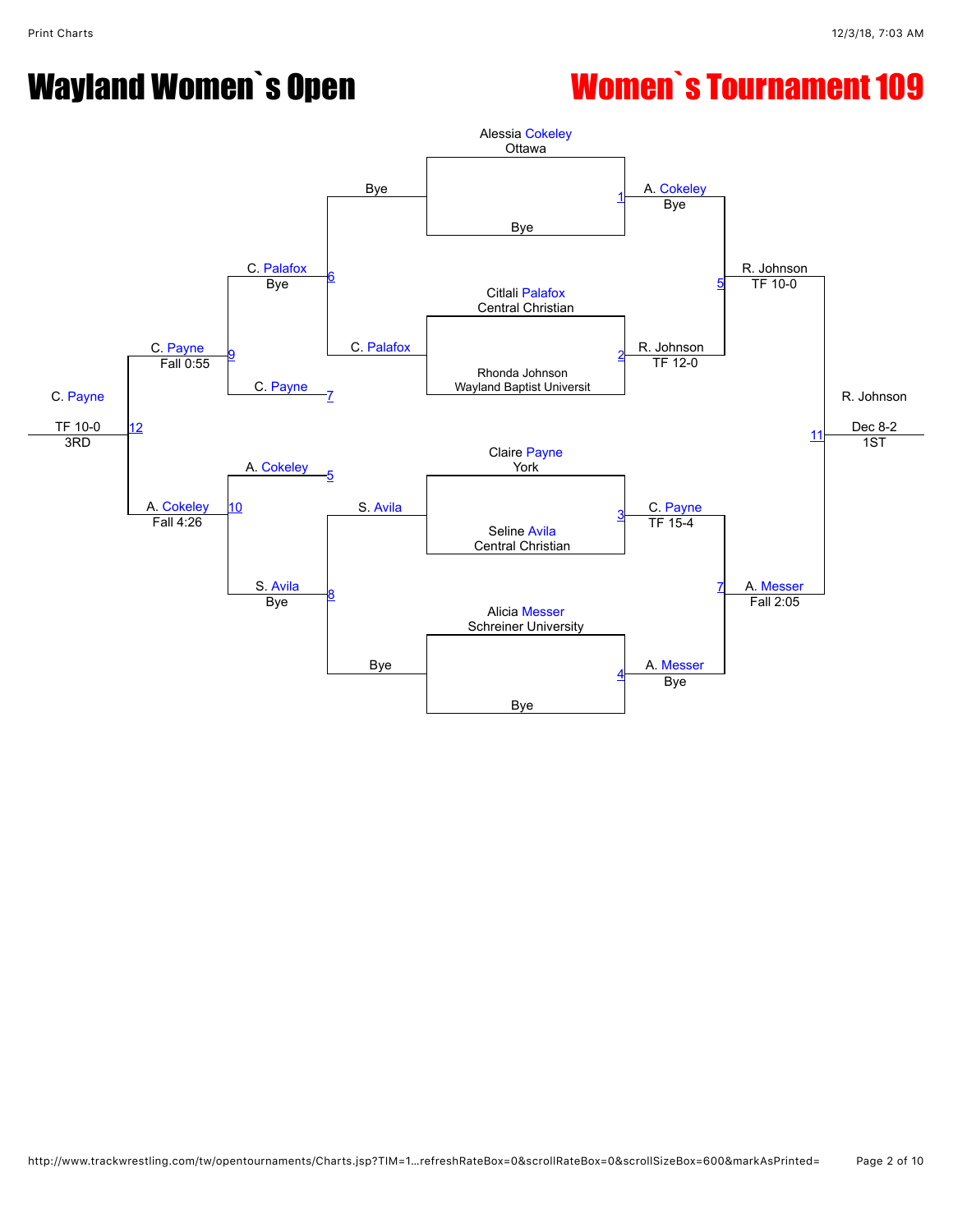# Wayland Women`s Open

# Women`s Tournament 109

## Championship Bracket

**Match 1**
- Alessia Cokeley (Ottawa)
- Bye
- Winner: A. Cokeley — Bye

**Match 2**
- Citlali Palafox (Central Christian)
- Rhonda Johnson (Wayland Baptist Universit)
- Winner: R. Johnson — TF 12-0

**Match 3**
- Claire Payne (York)
- Seline Avila (Central Christian)
- Winner: C. Payne — TF 15-4

**Match 4**
- Alicia Messer (Schreiner University)
- Bye
- Winner: A. Messer — Bye

**Match 5**
- A. Cokeley
- R. Johnson
- Winner: R. Johnson — TF 10-0

**Match 7**
- C. Payne
- A. Messer
- Winner: A. Messer — Fall 2:05

**Match 11**
- R. Johnson
- A. Messer
- Winner: R. Johnson — Dec 8-2 — 1ST

## Consolation Bracket

**Match 6**
- Bye
- C. Palafox
- Winner: C. Palafox — Bye

**Match 8**
- S. Avila
- Bye
- Winner: S. Avila — Bye

**Match 9**
- C. Palafox
- C. Payne
- Winner: C. Payne — Fall 0:55

**Match 10**
- A. Cokeley
- S. Avila
- Winner: A. Cokeley — Fall 4:26

**Match 12**
- C. Payne
- A. Cokeley
- Winner: C. Payne — TF 10-0 — 3RD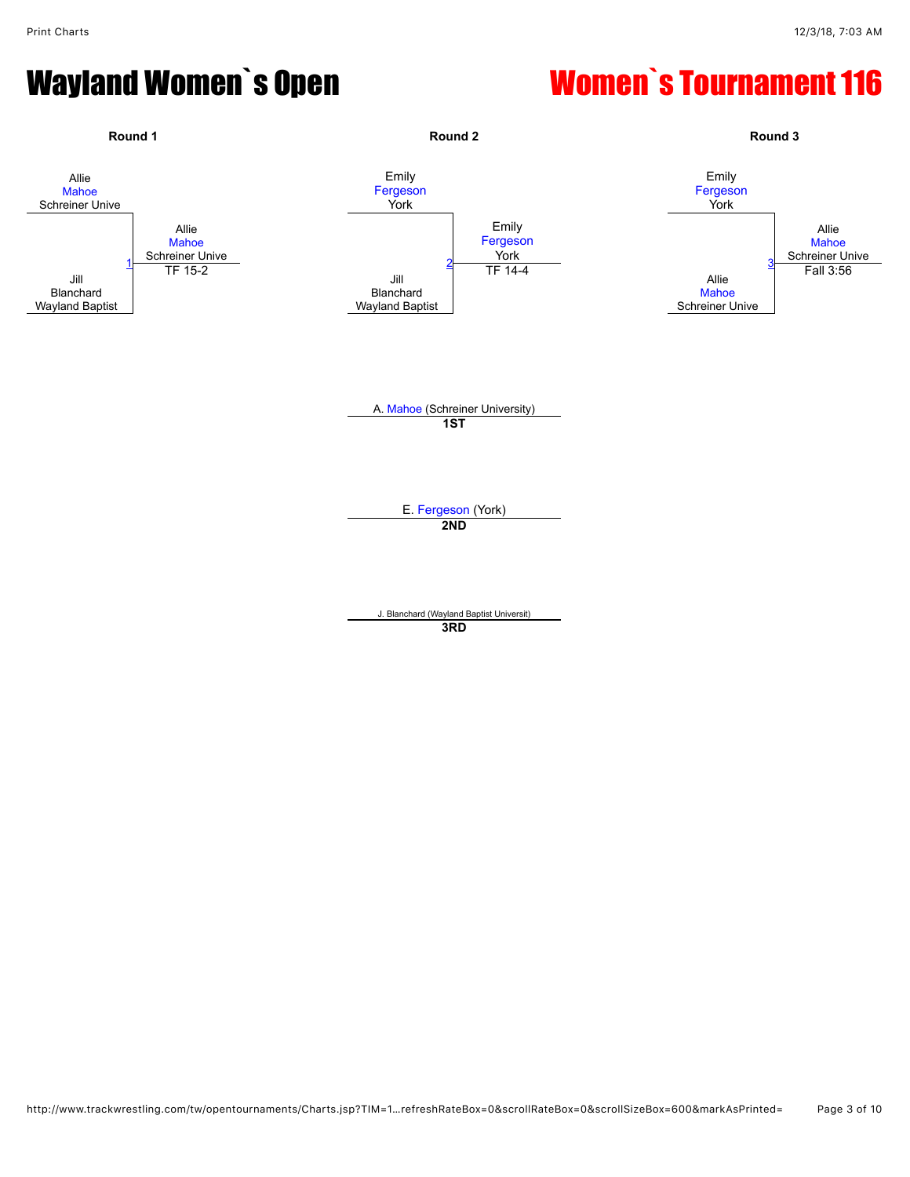# Wayland Women`s Open

# Women`s Tournament 116

| Round 1 | Round 2 | Round 3 |
|---|---|---|
| Allie Mahoe, Schreiner Unive vs. Jill Blanchard, Wayland Baptist | Emily Fergeson, York vs. Jill Blanchard, Wayland Baptist | Emily Fergeson, York vs. Allie Mahoe, Schreiner Unive |
| 1 — Winner: Allie Mahoe, Schreiner Unive — TF 15-2 | 2 — Winner: Emily Fergeson, York — TF 14-4 | 3 — Winner: Allie Mahoe, Schreiner Unive — Fall 3:56 |

A. Mahoe (Schreiner University)
**1ST**

E. Fergeson (York)
**2ND**

J. Blanchard (Wayland Baptist Universit)
**3RD**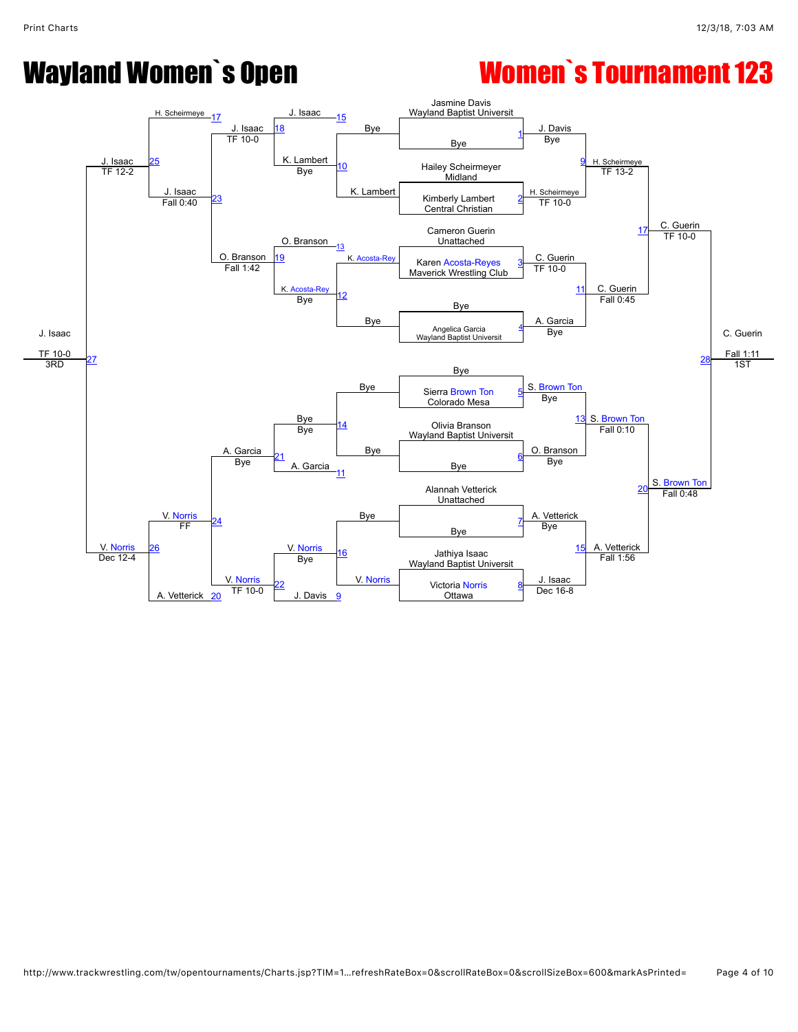# Wayland Women`s Open

# Women`s Tournament 123

## Championship Bracket

| Match | Wrestler 1 | Wrestler 2 | Winner | Result |
|---|---|---|---|---|
| 1 | Jasmine Davis (Wayland Baptist Universit) | Bye | J. Davis | Bye |
| 2 | Hailey Scheirmeyer (Midland) | Kimberly Lambert (Central Christian) | H. Scheirmeye | TF 10-0 |
| 3 | Cameron Guerin (Unattached) | Karen Acosta-Reyes (Maverick Wrestling Club) | C. Guerin | TF 10-0 |
| 4 | Bye | Angelica Garcia (Wayland Baptist Universit) | A. Garcia | Bye |
| 5 | Bye | Sierra Brown Ton (Colorado Mesa) | S. Brown Ton | Bye |
| 6 | Olivia Branson (Wayland Baptist Universit) | Bye | O. Branson | Bye |
| 7 | Alannah Vetterick (Unattached) | Bye | A. Vetterick | Bye |
| 8 | Jathiya Isaac (Wayland Baptist Universit) | Victoria Norris (Ottawa) | J. Isaac | Dec 16-8 |
| 9 | J. Davis | H. Scheirmeye | H. Scheirmeye | TF 13-2 |
| 11 | C. Guerin | A. Garcia | C. Guerin | Fall 0:45 |
| 13 | S. Brown Ton | O. Branson | S. Brown Ton | Fall 0:10 |
| 15 | A. Vetterick | J. Isaac | A. Vetterick | Fall 1:56 |
| 17 | H. Scheirmeye | C. Guerin | C. Guerin | TF 10-0 |
| 20 | S. Brown Ton | A. Vetterick | S. Brown Ton | Fall 0:48 |
| 28 | C. Guerin | S. Brown Ton | C. Guerin (1ST) | Fall 1:11 |

## Consolation Bracket

| Match | Wrestler 1 | Wrestler 2 | Winner | Result |
|---|---|---|---|---|
| 10 | Bye | K. Lambert | K. Lambert | Bye |
| 12 | K. Acosta-Rey | Bye | K. Acosta-Rey | Bye |
| 14 | Bye | Bye | Bye | Bye |
| 16 | Bye | V. Norris | V. Norris | Bye |
| 18 | J. Isaac (15) | K. Lambert | J. Isaac | TF 10-0 |
| 19 | O. Branson (13) | K. Acosta-Rey | O. Branson | Fall 1:42 |
| 21 | Bye | A. Garcia (11) | A. Garcia | Bye |
| 22 | V. Norris | J. Davis (9) | V. Norris | TF 10-0 |
| 23 | J. Isaac | O. Branson | J. Isaac | Fall 0:40 |
| 24 | A. Garcia | V. Norris | V. Norris | FF |
| 25 | H. Scheirmeye (17) | J. Isaac | J. Isaac | TF 12-2 |
| 26 | V. Norris | A. Vetterick (20) | V. Norris | Dec 12-4 |
| 27 | J. Isaac | V. Norris | J. Isaac (3RD) | TF 10-0 |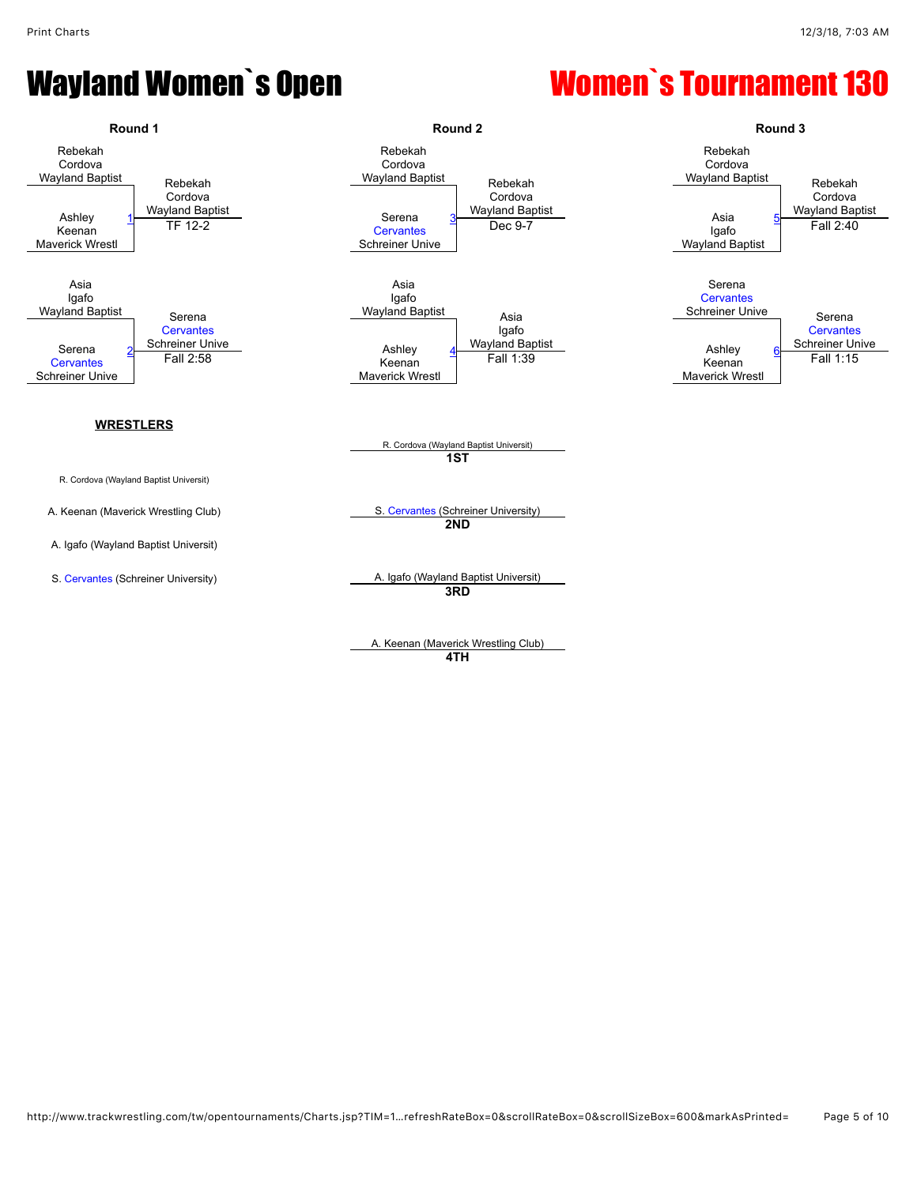# Wayland Women`s Open

# Women`s Tournament 130

## Round 1

| Wrestler 1 | Wrestler 2 | Match | Winner | Result |
|---|---|---|---|---|
| Rebekah Cordova, Wayland Baptist | Ashley Keenan, Maverick Wrestl | 1 | Rebekah Cordova, Wayland Baptist | TF 12-2 |
| Asia Igafo, Wayland Baptist | Serena Cervantes, Schreiner Unive | 2 | Serena Cervantes, Schreiner Unive | Fall 2:58 |

## Round 2

| Wrestler 1 | Wrestler 2 | Match | Winner | Result |
|---|---|---|---|---|
| Rebekah Cordova, Wayland Baptist | Serena Cervantes, Schreiner Unive | 3 | Rebekah Cordova, Wayland Baptist | Dec 9-7 |
| Asia Igafo, Wayland Baptist | Ashley Keenan, Maverick Wrestl | 4 | Asia Igafo, Wayland Baptist | Fall 1:39 |

## Round 3

| Wrestler 1 | Wrestler 2 | Match | Winner | Result |
|---|---|---|---|---|
| Rebekah Cordova, Wayland Baptist | Asia Igafo, Wayland Baptist | 5 | Rebekah Cordova, Wayland Baptist | Fall 2:40 |
| Serena Cervantes, Schreiner Unive | Ashley Keenan, Maverick Wrestl | 6 | Serena Cervantes, Schreiner Unive | Fall 1:15 |

**WRESTLERS**

- R. Cordova (Wayland Baptist Universit)
- A. Keenan (Maverick Wrestling Club)
- A. Igafo (Wayland Baptist Universit)
- S. Cervantes (Schreiner University)

**Placements**

- **1ST**: R. Cordova (Wayland Baptist Universit)
- **2ND**: S. Cervantes (Schreiner University)
- **3RD**: A. Igafo (Wayland Baptist Universit)
- **4TH**: A. Keenan (Maverick Wrestling Club)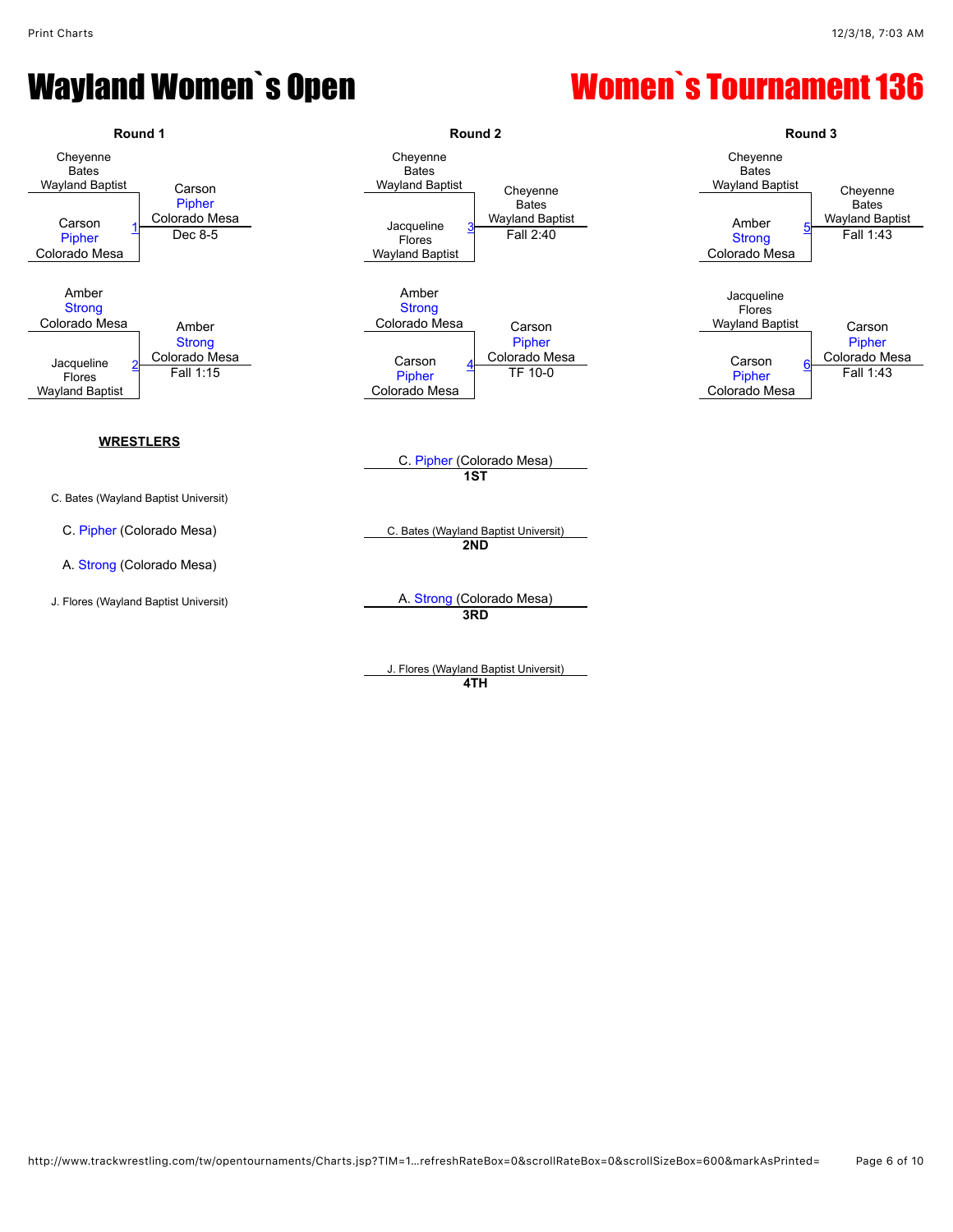# Wayland Women`s Open

# Women`s Tournament 136

## Round 1

| Match | Wrestler 1 | Wrestler 2 | Winner | Result |
|---|---|---|---|---|
| 1 | Cheyenne Bates (Wayland Baptist) | Carson Pipher (Colorado Mesa) | Carson Pipher (Colorado Mesa) | Dec 8-5 |
| 2 | Amber Strong (Colorado Mesa) | Jacqueline Flores (Wayland Baptist) | Amber Strong (Colorado Mesa) | Fall 1:15 |

## Round 2

| Match | Wrestler 1 | Wrestler 2 | Winner | Result |
|---|---|---|---|---|
| 3 | Cheyenne Bates (Wayland Baptist) | Jacqueline Flores (Wayland Baptist) | Cheyenne Bates (Wayland Baptist) | Fall 2:40 |
| 4 | Amber Strong (Colorado Mesa) | Carson Pipher (Colorado Mesa) | Carson Pipher (Colorado Mesa) | TF 10-0 |

## Round 3

| Match | Wrestler 1 | Wrestler 2 | Winner | Result |
|---|---|---|---|---|
| 5 | Cheyenne Bates (Wayland Baptist) | Amber Strong (Colorado Mesa) | Cheyenne Bates (Wayland Baptist) | Fall 1:43 |
| 6 | Jacqueline Flores (Wayland Baptist) | Carson Pipher (Colorado Mesa) | Carson Pipher (Colorado Mesa) | Fall 1:43 |

**WRESTLERS**

- C. Bates (Wayland Baptist Universit)
- C. Pipher (Colorado Mesa)
- A. Strong (Colorado Mesa)
- J. Flores (Wayland Baptist Universit)

**Placements**

- **1ST**: C. Pipher (Colorado Mesa)
- **2ND**: C. Bates (Wayland Baptist Universit)
- **3RD**: A. Strong (Colorado Mesa)
- **4TH**: J. Flores (Wayland Baptist Universit)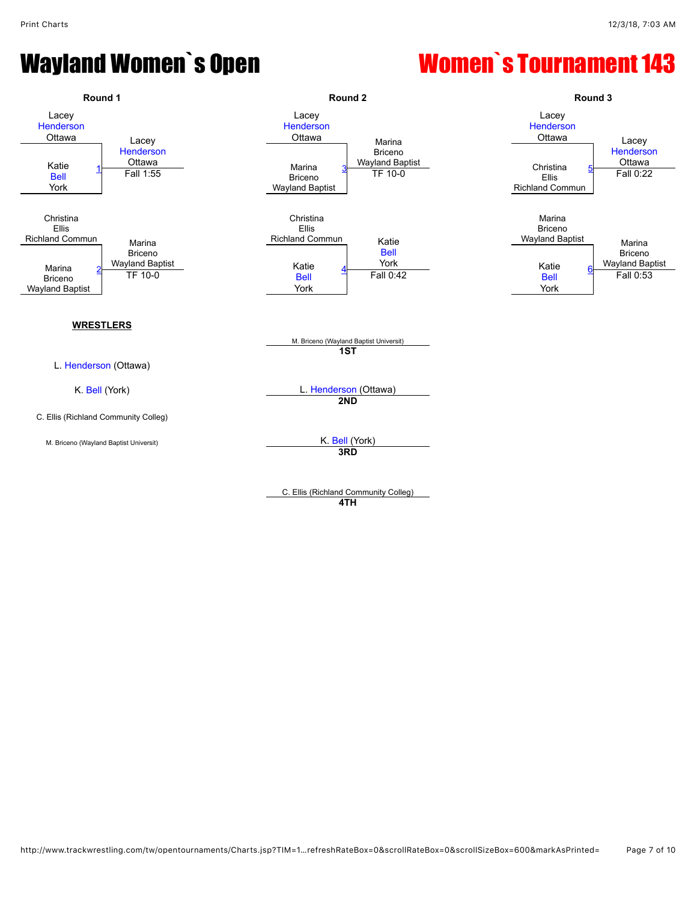# Wayland Women`s Open

# Women`s Tournament 143

## Round 1

**Match 1:** Lacey Henderson (Ottawa) vs. Katie Bell (York)
Winner: Lacey Henderson (Ottawa) — Fall 1:55

**Match 2:** Christina Ellis (Richland Commun) vs. Marina Briceno (Wayland Baptist)
Winner: Marina Briceno (Wayland Baptist) — TF 10-0

## Round 2

**Match 3:** Lacey Henderson (Ottawa) vs. Marina Briceno (Wayland Baptist)
Winner: Marina Briceno (Wayland Baptist) — TF 10-0

**Match 4:** Christina Ellis (Richland Commun) vs. Katie Bell (York)
Winner: Katie Bell (York) — Fall 0:42

## Round 3

**Match 5:** Lacey Henderson (Ottawa) vs. Christina Ellis (Richland Commun)
Winner: Lacey Henderson (Ottawa) — Fall 0:22

**Match 6:** Marina Briceno (Wayland Baptist) vs. Katie Bell (York)
Winner: Marina Briceno (Wayland Baptist) — Fall 0:53

## WRESTLERS

- L. Henderson (Ottawa)
- K. Bell (York)
- C. Ellis (Richland Community Colleg)
- M. Briceno (Wayland Baptist Universit)

## Placings

| Place | Wrestler |
|---|---|
| 1ST | M. Briceno (Wayland Baptist Universit) |
| 2ND | L. Henderson (Ottawa) |
| 3RD | K. Bell (York) |
| 4TH | C. Ellis (Richland Community Colleg) |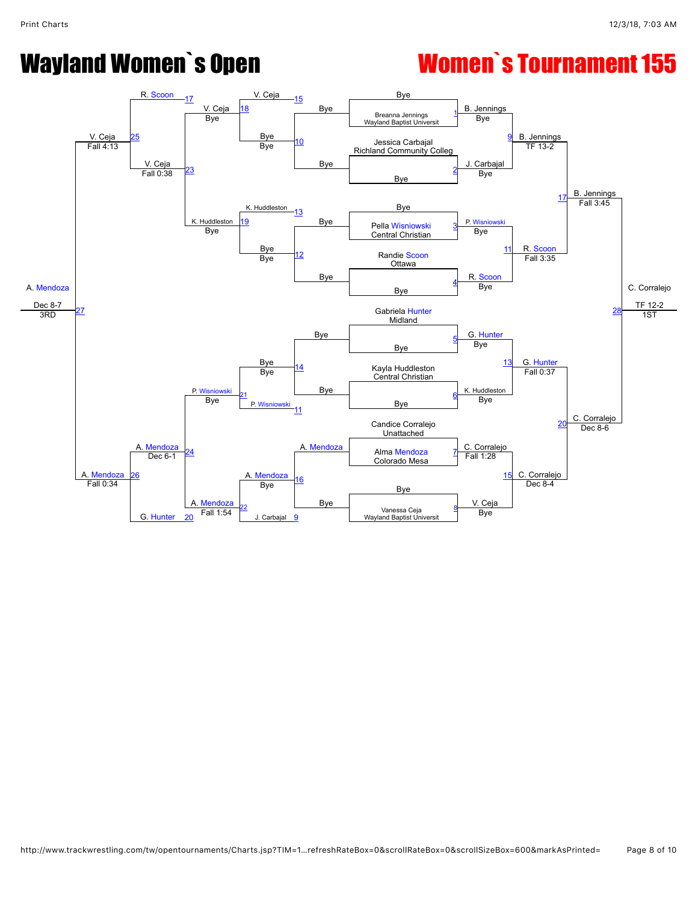# Wayland Women`s Open

# Women`s Tournament 155

## Championship Bracket

| Match | Wrestler 1 | Wrestler 2 | Winner | Result |
|---|---|---|---|---|
| 1 | Breanna Jennings (Wayland Baptist Universit) | Bye | B. Jennings | Bye |
| 2 | Jessica Carbajal (Richland Community Colleg) | Bye | J. Carbajal | Bye |
| 3 | Pella Wisniowski (Central Christian) | Bye | P. Wisniowski | Bye |
| 4 | Randie Scoon (Ottawa) | Bye | R. Scoon | Bye |
| 5 | Gabriela Hunter (Midland) | Bye | G. Hunter | Bye |
| 6 | Kayla Huddleston (Central Christian) | Bye | K. Huddleston | Bye |
| 7 | Candice Corralejo (Unattached) | Alma Mendoza (Colorado Mesa) | C. Corralejo | Fall 1:28 |
| 8 | Vanessa Ceja (Wayland Baptist Universit) | Bye | V. Ceja | Bye |
| 9 | B. Jennings | J. Carbajal | B. Jennings | TF 13-2 |
| 11 | P. Wisniowski | R. Scoon | R. Scoon | Fall 3:35 |
| 13 | G. Hunter | K. Huddleston | G. Hunter | Fall 0:37 |
| 15 | C. Corralejo | V. Ceja | C. Corralejo | Dec 8-4 |
| 17 | B. Jennings | R. Scoon | B. Jennings | Fall 3:45 |
| 20 | G. Hunter | C. Corralejo | C. Corralejo | Dec 8-6 |
| 28 | B. Jennings | C. Corralejo | C. Corralejo (1ST) | TF 12-2 |

## Consolation Bracket

| Match | Wrestler 1 | Wrestler 2 | Winner | Result |
|---|---|---|---|---|
| 10 | Bye | Bye | Bye | |
| 12 | Bye | Bye | Bye | |
| 14 | Bye | Bye | Bye | |
| 16 | A. Mendoza | Bye | A. Mendoza | Bye |
| 15 | V. Ceja | Bye | V. Ceja | |
| 18 | V. Ceja | Bye | V. Ceja | Bye |
| 13 | K. Huddleston | Bye | K. Huddleston | |
| 19 | K. Huddleston | Bye | K. Huddleston | Bye |
| 11 | P. Wisniowski | Bye | P. Wisniowski | |
| 21 | P. Wisniowski | Bye | P. Wisniowski | Bye |
| 9 | J. Carbajal | A. Mendoza | | |
| 22 | A. Mendoza | J. Carbajal | A. Mendoza | Fall 1:54 |
| 23 | V. Ceja | K. Huddleston | V. Ceja | Fall 0:38 |
| 24 | P. Wisniowski | A. Mendoza | A. Mendoza | Dec 6-1 |
| 17 | R. Scoon | | | |
| 25 | R. Scoon | V. Ceja | V. Ceja | Fall 4:13 |
| 20 | G. Hunter | | | |
| 26 | A. Mendoza | G. Hunter | A. Mendoza | Fall 0:34 |
| 27 | V. Ceja | A. Mendoza | A. Mendoza (3RD) | Dec 8-7 |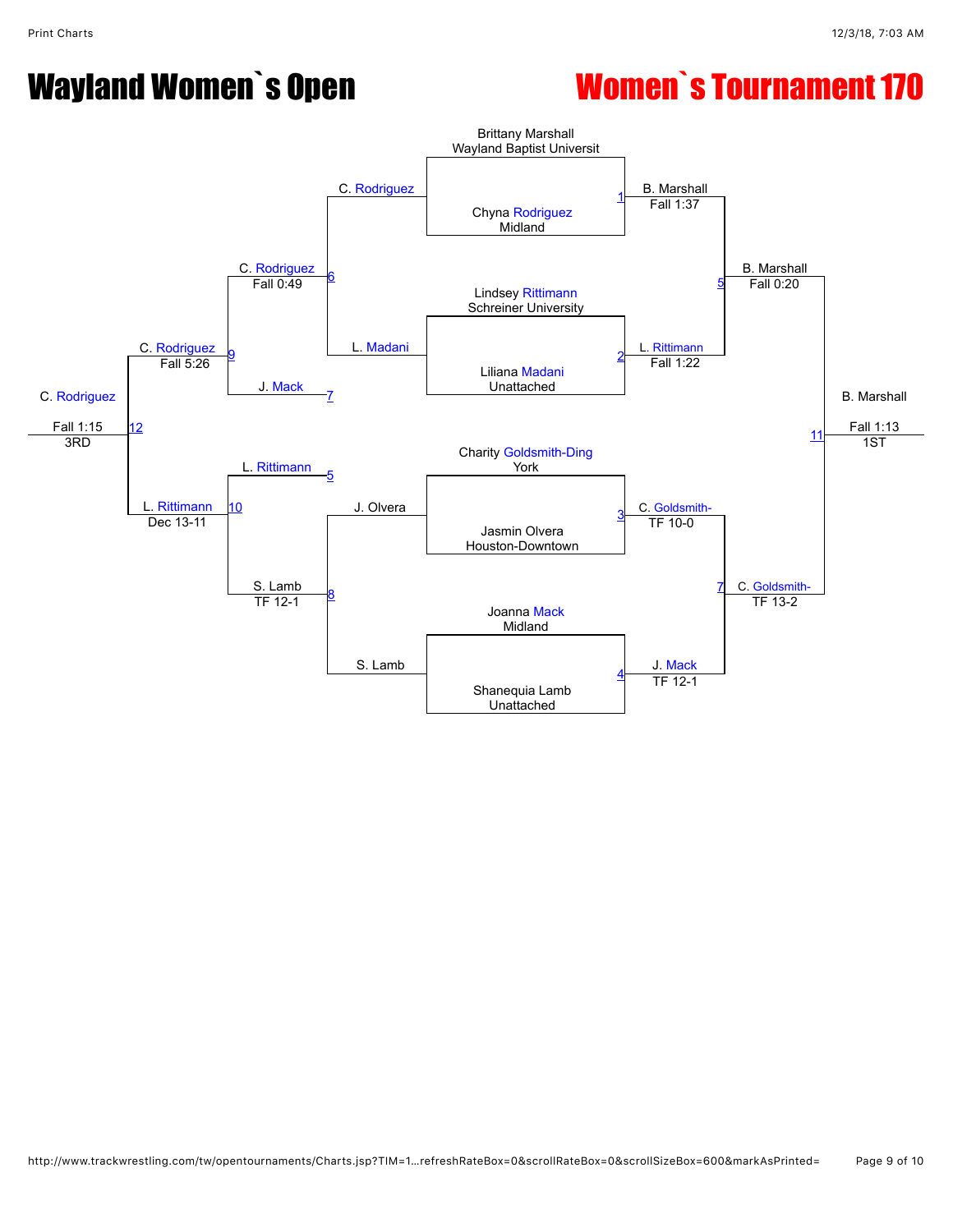# Wayland Women`s Open

# Women`s Tournament 170

## Championship Bracket

| Match | Wrestler 1 | Wrestler 2 | Winner | Result |
|---|---|---|---|---|
| 1 | Brittany Marshall (Wayland Baptist Universit) | Chyna Rodriguez (Midland) | B. Marshall | Fall 1:37 |
| 2 | Lindsey Rittimann (Schreiner University) | Liliana Madani (Unattached) | L. Rittimann | Fall 1:22 |
| 3 | Charity Goldsmith-Ding (York) | Jasmin Olvera (Houston-Downtown) | C. Goldsmith- | TF 10-0 |
| 4 | Joanna Mack (Midland) | Shanequia Lamb (Unattached) | J. Mack | TF 12-1 |
| 5 | B. Marshall | L. Rittimann | B. Marshall | Fall 0:20 |
| 7 | C. Goldsmith- | J. Mack | C. Goldsmith- | TF 13-2 |
| 11 | B. Marshall | C. Goldsmith- | B. Marshall (1ST) | Fall 1:13 |

## Consolation Bracket

| Match | Wrestler 1 | Wrestler 2 | Winner | Result |
|---|---|---|---|---|
| 6 | C. Rodriguez | L. Madani | C. Rodriguez | Fall 0:49 |
| 8 | J. Olvera | S. Lamb | S. Lamb | TF 12-1 |
| 9 | C. Rodriguez | J. Mack | C. Rodriguez | Fall 5:26 |
| 10 | L. Rittimann | S. Lamb | L. Rittimann | Dec 13-11 |
| 12 | C. Rodriguez | L. Rittimann | C. Rodriguez (3RD) | Fall 1:15 |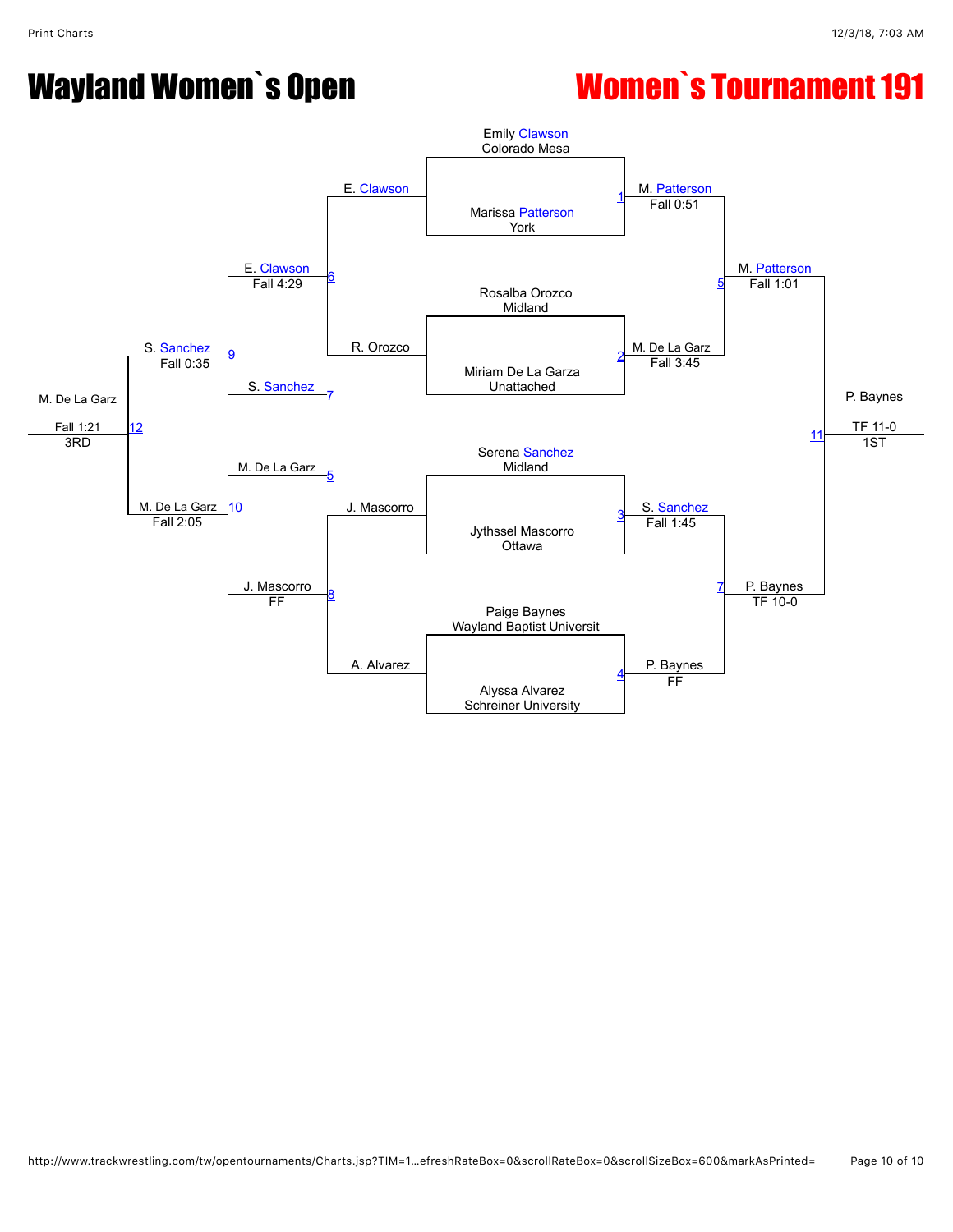# Wayland Women`s Open

# Women`s Tournament 191

Emily Clawson
Colorado Mesa

Marissa Patterson
York

Rosalba Orozco
Midland

Miriam De La Garza
Unattached

Serena Sanchez
Midland

Jythssel Mascorro
Ottawa

Paige Baynes
Wayland Baptist Universit

Alyssa Alvarez
Schreiner University

1 M. Patterson
Fall 0:51

2 M. De La Garz
Fall 3:45

3 S. Sanchez
Fall 1:45

4 P. Baynes
FF

5 M. Patterson
Fall 1:01

7 P. Baynes
TF 10-0

11 P. Baynes
TF 11-0
1ST

E. Clawson

R. Orozco

6 E. Clawson
Fall 4:29

S. Sanchez 7

9 S. Sanchez
Fall 0:35

M. De La Garz 5

J. Mascorro

A. Alvarez

8 J. Mascorro
FF

10 M. De La Garz
Fall 2:05

12 M. De La Garz
Fall 1:21
3RD